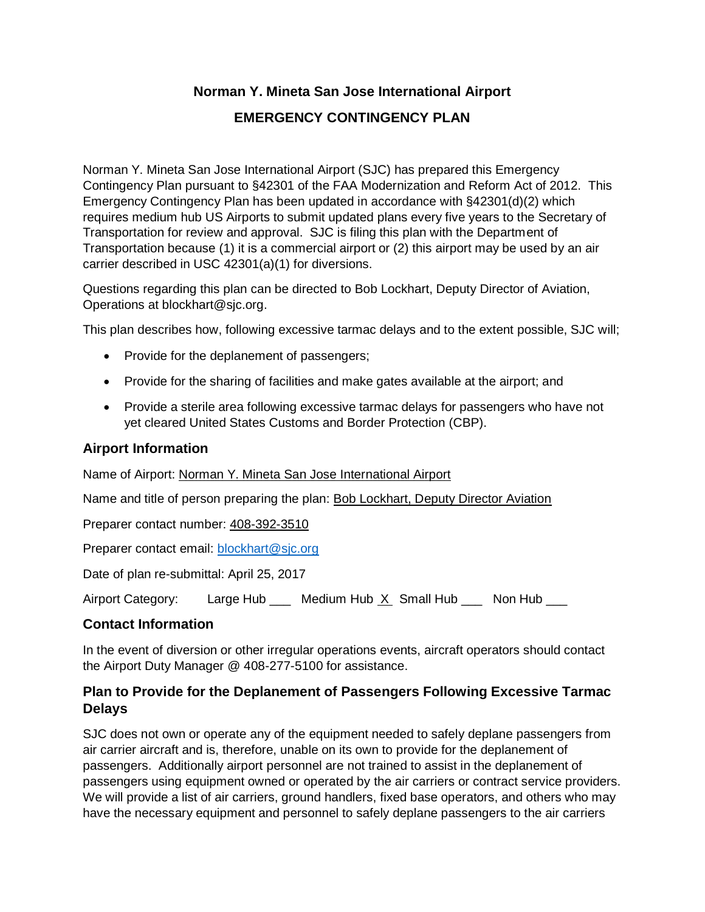# Norman Y. Mineta San Jose International Airport

# EMERGENCY CONTINGENCY PLAN

Norman Y. Mineta San Jose International Airport (SJC) has prepared this Emergency Contingency Plan pursuant to §42301 of the FAA Modernization and Reform Act of 2012. This Emergency Contingency Plan has been updated in accordance with §42301(d)(2) which requires medium hub US Airports to submit updated plans every five years to the Secretary of Transportation for review and approval. SJC is filing this plan with the Department of Transportation because (1) it is a commercial airport or (2) this airport may be used by an air carrier described in USC 42301(a)(1) for diversions.

Questions regarding this plan can be directed to Bob Lockhart, Deputy Director of Aviation, Operations at blockhart@sjc.org.

This plan describes how, following excessive tarmac delays and to the extent possible, SJC will;

- Provide for the deplanement of passengers;
- Provide for the sharing of facilities and make gates available at the airport; and
- Provide a sterile area following excessive tarmac delays for passengers who have not yet cleared United States Customs and Border Protection (CBP).

## Airport Information

Name of Airport: Norman Y. Mineta San Jose International Airport

Name and title of person preparing the plan: Bob Lockhart, Deputy Director Aviation

Preparer contact number: 408-392-3510

Preparer contact email: blockhart@sjc.org

Date of plan re-submittal: April 25, 2017

Airport Category: Large Hub ___ Medium Hub X Small Hub ___ Non Hub ___

## Contact Information

In the event of diversion or other irregular operations events, aircraft operators should contact the Airport Duty Manager @ 408-277-5100 for assistance.

## Plan to Provide for the Deplanement of Passengers Following Excessive Tarmac Delays

SJC does not own or operate any of the equipment needed to safely deplane passengers from air carrier aircraft and is, therefore, unable on its own to provide for the deplanement of passengers. Additionally airport personnel are not trained to assist in the deplanement of passengers using equipment owned or operated by the air carriers or contract service providers. We will provide a list of air carriers, ground handlers, fixed base operators, and others who may have the necessary equipment and personnel to safely deplane passengers to the air carriers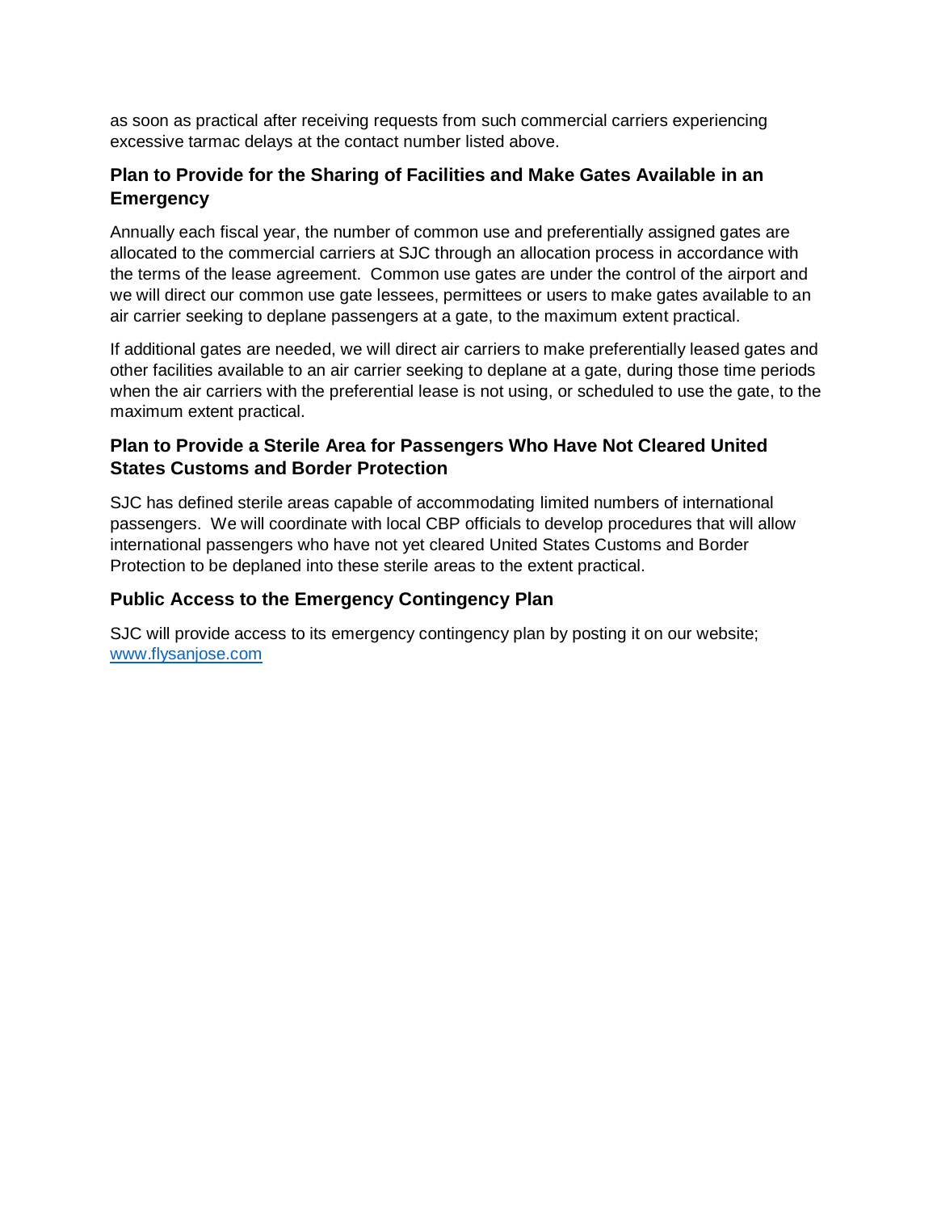as soon as practical after receiving requests from such commercial carriers experiencing excessive tarmac delays at the contact number listed above.

### Plan to Provide for the Sharing of Facilities and Make Gates Available in an Emergency

Annually each fiscal year, the number of common use and preferentially assigned gates are allocated to the commercial carriers at SJC through an allocation process in accordance with the terms of the lease agreement. Common use gates are under the control of the airport and we will direct our common use gate lessees, permittees or users to make gates available to an air carrier seeking to deplane passengers at a gate, to the maximum extent practical.

If additional gates are needed, we will direct air carriers to make preferentially leased gates and other facilities available to an air carrier seeking to deplane at a gate, during those time periods when the air carriers with the preferential lease is not using, or scheduled to use the gate, to the maximum extent practical.

### Plan to Provide a Sterile Area for Passengers Who Have Not Cleared United States Customs and Border Protection

SJC has defined sterile areas capable of accommodating limited numbers of international passengers. We will coordinate with local CBP officials to develop procedures that will allow international passengers who have not yet cleared United States Customs and Border Protection to be deplaned into these sterile areas to the extent practical.

### Public Access to the Emergency Contingency Plan

SJC will provide access to its emergency contingency plan by posting it on our website; [www.flysanjose.com](http://www.flysanjose.com)